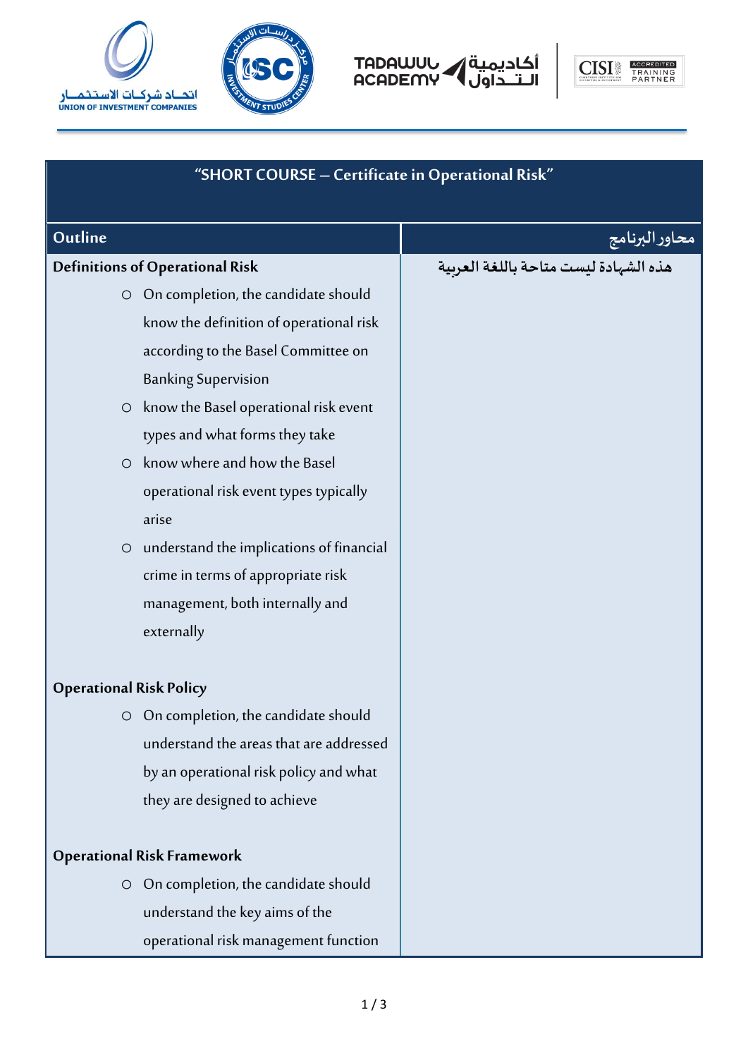## "SHORT COURSE – Certificate in Operational Risk"

| Outline | محاور البرنامج |
|---|---|
| **Definitions of Operational Risk**<br>○ On completion, the candidate should know the definition of operational risk according to the Basel Committee on Banking Supervision<br>○ know the Basel operational risk event types and what forms they take<br>○ know where and how the Basel operational risk event types typically arise<br>○ understand the implications of financial crime in terms of appropriate risk management, both internally and externally<br><br>**Operational Risk Policy**<br>○ On completion, the candidate should understand the areas that are addressed by an operational risk policy and what they are designed to achieve<br><br>**Operational Risk Framework**<br>○ On completion, the candidate should understand the key aims of the operational risk management function | هذه الشهادة ليست متاحة باللغة العربية |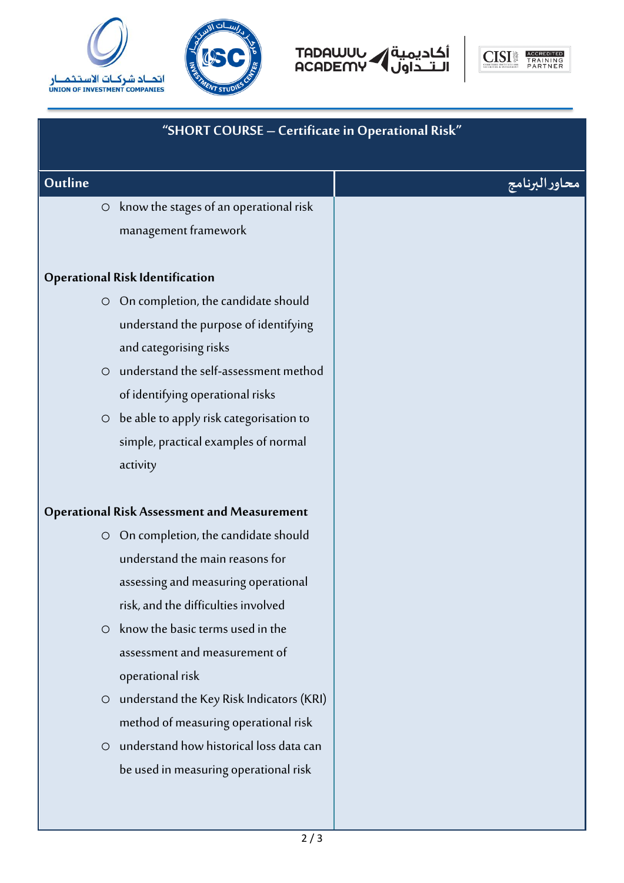## "SHORT COURSE – Certificate in Operational Risk"

| Outline | محاور البرنامج |
|---|---|
| ○ know the stages of an operational risk management framework<br><br>**Operational Risk Identification**<br>○ On completion, the candidate should understand the purpose of identifying and categorising risks<br>○ understand the self-assessment method of identifying operational risks<br>○ be able to apply risk categorisation to simple, practical examples of normal activity<br><br>**Operational Risk Assessment and Measurement**<br>○ On completion, the candidate should understand the main reasons for assessing and measuring operational risk, and the difficulties involved<br>○ know the basic terms used in the assessment and measurement of operational risk<br>○ understand the Key Risk Indicators (KRI) method of measuring operational risk<br>○ understand how historical loss data can be used in measuring operational risk | |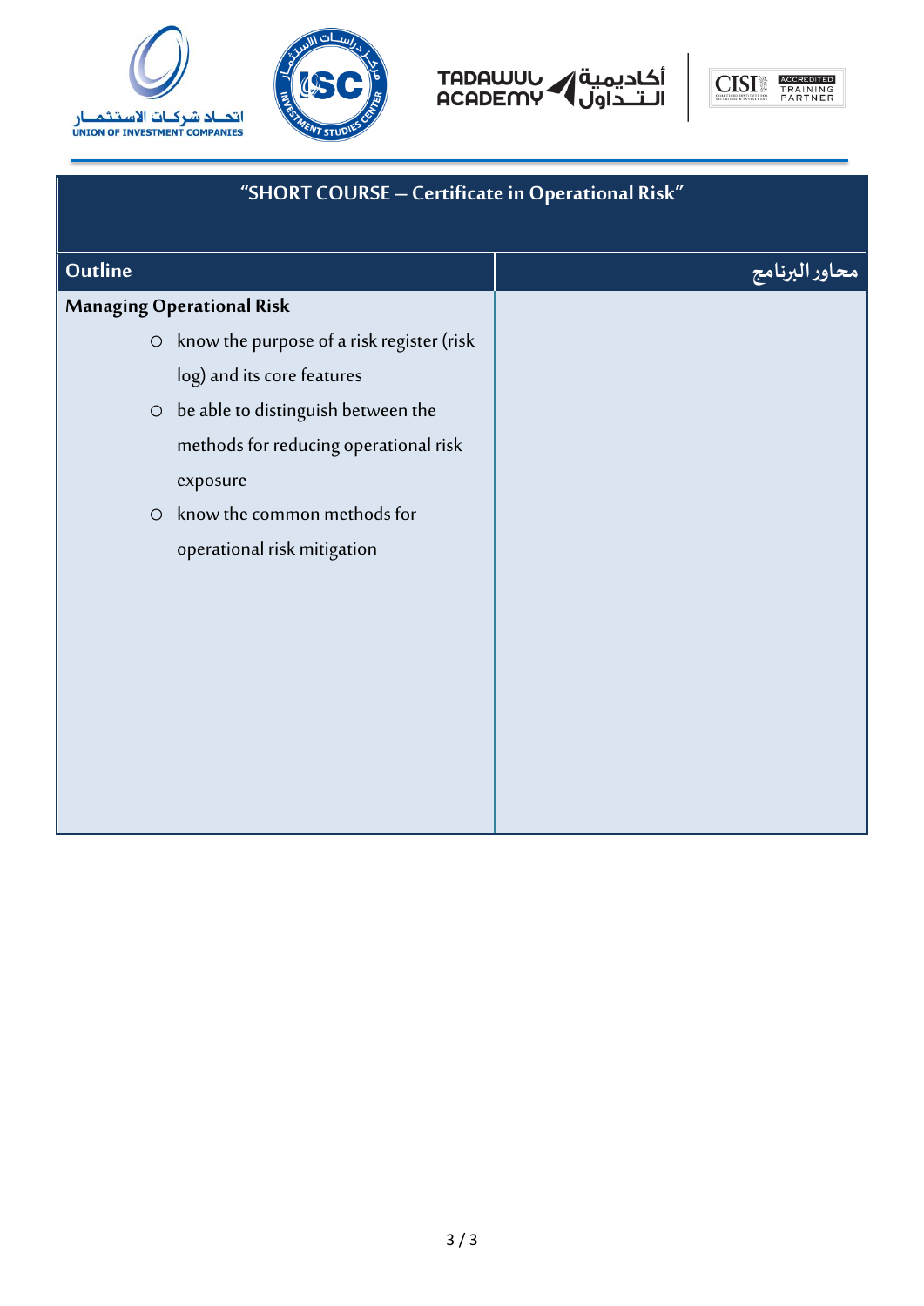| "SHORT COURSE – Certificate in Operational Risk" | |
|---|---|
| **Outline** | **محاور البرنامج** |
| **Managing Operational Risk**<br>○ know the purpose of a risk register (risk log) and its core features<br>○ be able to distinguish between the methods for reducing operational risk exposure<br>○ know the common methods for operational risk mitigation | |